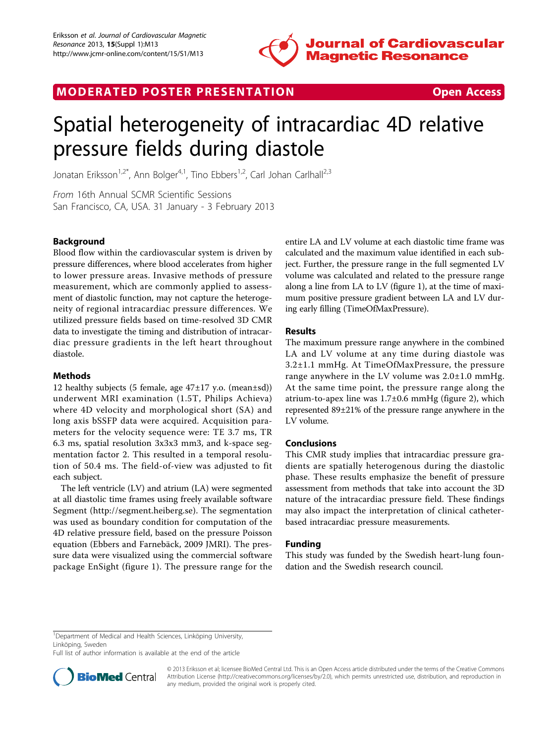## MODERATED POSTER PRESENTATION

Open Access

# Spatial heterogeneity of intracardiac 4D relative pressure fields during diastole

Jonatan Eriksson[1,2*], Ann Bolger[4,1], Tino Ebbers[1,2], Carl Johan Carlhall[2,3]

*From* 16th Annual SCMR Scientific Sessions
San Francisco, CA, USA. 31 January - 3 February 2013

## Background

Blood flow within the cardiovascular system is driven by pressure differences, where blood accelerates from higher to lower pressure areas. Invasive methods of pressure measurement, which are commonly applied to assessment of diastolic function, may not capture the heterogeneity of regional intracardiac pressure differences. We utilized pressure fields based on time-resolved 3D CMR data to investigate the timing and distribution of intracardiac pressure gradients in the left heart throughout diastole.

## Methods

12 healthy subjects (5 female, age 47±17 y.o. (mean±sd)) underwent MRI examination (1.5T, Philips Achieva) where 4D velocity and morphological short (SA) and long axis bSSFP data were acquired. Acquisition parameters for the velocity sequence were: TE 3.7 ms, TR 6.3 ms, spatial resolution 3x3x3 mm3, and k-space segmentation factor 2. This resulted in a temporal resolution of 50.4 ms. The field-of-view was adjusted to fit each subject.

The left ventricle (LV) and atrium (LA) were segmented at all diastolic time frames using freely available software Segment (http://segment.heiberg.se). The segmentation was used as boundary condition for computation of the 4D relative pressure field, based on the pressure Poisson equation (Ebbers and Farnebäck, 2009 JMRI). The pressure data were visualized using the commercial software package EnSight (figure 1). The pressure range for the entire LA and LV volume at each diastolic time frame was calculated and the maximum value identified in each subject. Further, the pressure range in the full segmented LV volume was calculated and related to the pressure range along a line from LA to LV (figure 1), at the time of maximum positive pressure gradient between LA and LV during early filling (TimeOfMaxPressure).

## Results

The maximum pressure range anywhere in the combined LA and LV volume at any time during diastole was 3.2±1.1 mmHg. At TimeOfMaxPressure, the pressure range anywhere in the LV volume was 2.0±1.0 mmHg. At the same time point, the pressure range along the atrium-to-apex line was 1.7±0.6 mmHg (figure 2), which represented 89±21% of the pressure range anywhere in the LV volume.

## Conclusions

This CMR study implies that intracardiac pressure gradients are spatially heterogenous during the diastolic phase. These results emphasize the benefit of pressure assessment from methods that take into account the 3D nature of the intracardiac pressure field. These findings may also impact the interpretation of clinical catheter-based intracardiac pressure measurements.

## Funding

This study was funded by the Swedish heart-lung foundation and the Swedish research council.

[1]Department of Medical and Health Sciences, Linköping University, Linköping, Sweden
Full list of author information is available at the end of the article

© 2013 Eriksson et al; licensee BioMed Central Ltd. This is an Open Access article distributed under the terms of the Creative Commons Attribution License (http://creativecommons.org/licenses/by/2.0), which permits unrestricted use, distribution, and reproduction in any medium, provided the original work is properly cited.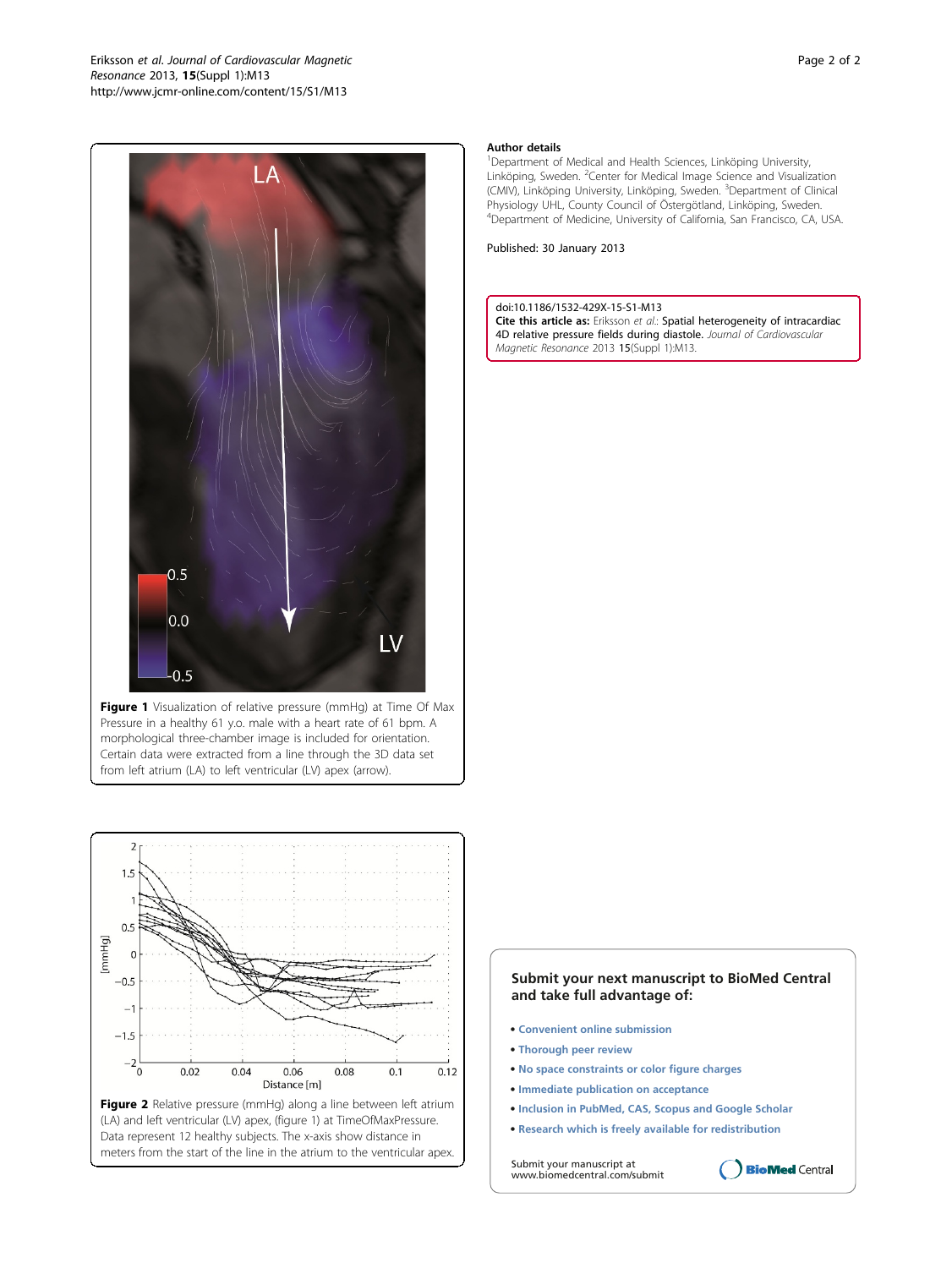LA

0.5

0.0

-0.5

LV

**Figure 1** Visualization of relative pressure (mmHg) at Time Of Max Pressure in a healthy 61 y.o. male with a heart rate of 61 bpm. A morphological three-chamber image is included for orientation. Certain data were extracted from a line through the 3D data set from left atrium (LA) to left ventricular (LV) apex (arrow).

[mmHg]

2
1.5
1
0.5
0
−0.5
−1
−1.5
−2

0
0.02
0.04
0.06
0.08
0.1
0.12

Distance [m]

**Figure 2** Relative pressure (mmHg) along a line between left atrium (LA) and left ventricular (LV) apex, (figure 1) at TimeOfMaxPressure. Data represent 12 healthy subjects. The x-axis show distance in meters from the start of the line in the atrium to the ventricular apex.

### Author details

[1]Department of Medical and Health Sciences, Linköping University, Linköping, Sweden. [2]Center for Medical Image Science and Visualization (CMIV), Linköping University, Linköping, Sweden. [3]Department of Clinical Physiology UHL, County Council of Östergötland, Linköping, Sweden. [4]Department of Medicine, University of California, San Francisco, CA, USA.

Published: 30 January 2013

doi:10.1186/1532-429X-15-S1-M13

**Cite this article as:** Eriksson *et al.*: Spatial heterogeneity of intracardiac 4D relative pressure fields during diastole. *Journal of Cardiovascular Magnetic Resonance* 2013 **15**(Suppl 1):M13.

**Submit your next manuscript to BioMed Central and take full advantage of:**

- Convenient online submission
- Thorough peer review
- No space constraints or color figure charges
- Immediate publication on acceptance
- Inclusion in PubMed, CAS, Scopus and Google Scholar
- Research which is freely available for redistribution

Submit your manuscript at www.biomedcentral.com/submit

BioMed Central